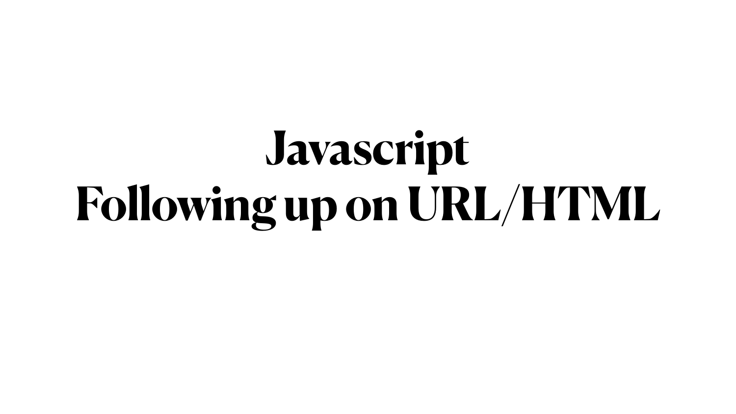# Javascript
# Following up on URL/HTML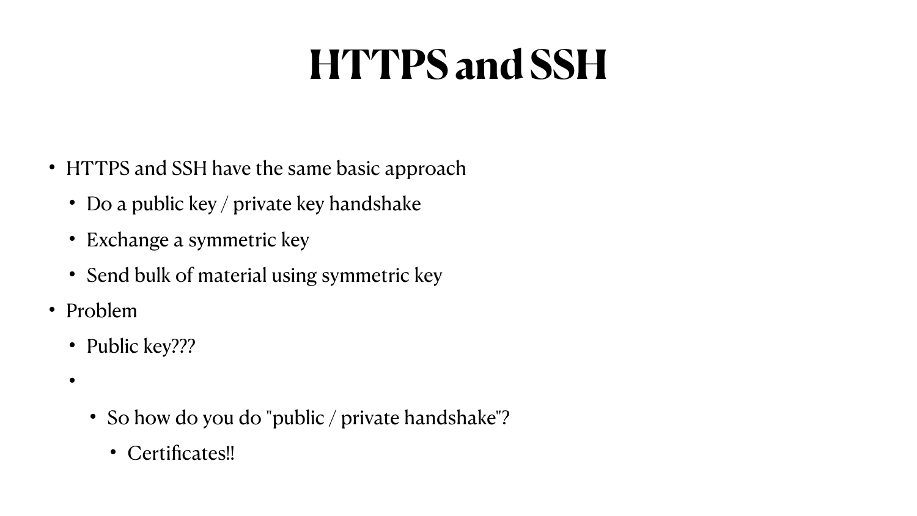# HTTPS and SSH

- HTTPS and SSH have the same basic approach
  - Do a public key / private key handshake
  - Exchange a symmetric key
  - Send bulk of material using symmetric key
- Problem
  - Public key???
  - 
    - So how do you do "public / private handshake"?
      - Certificates!!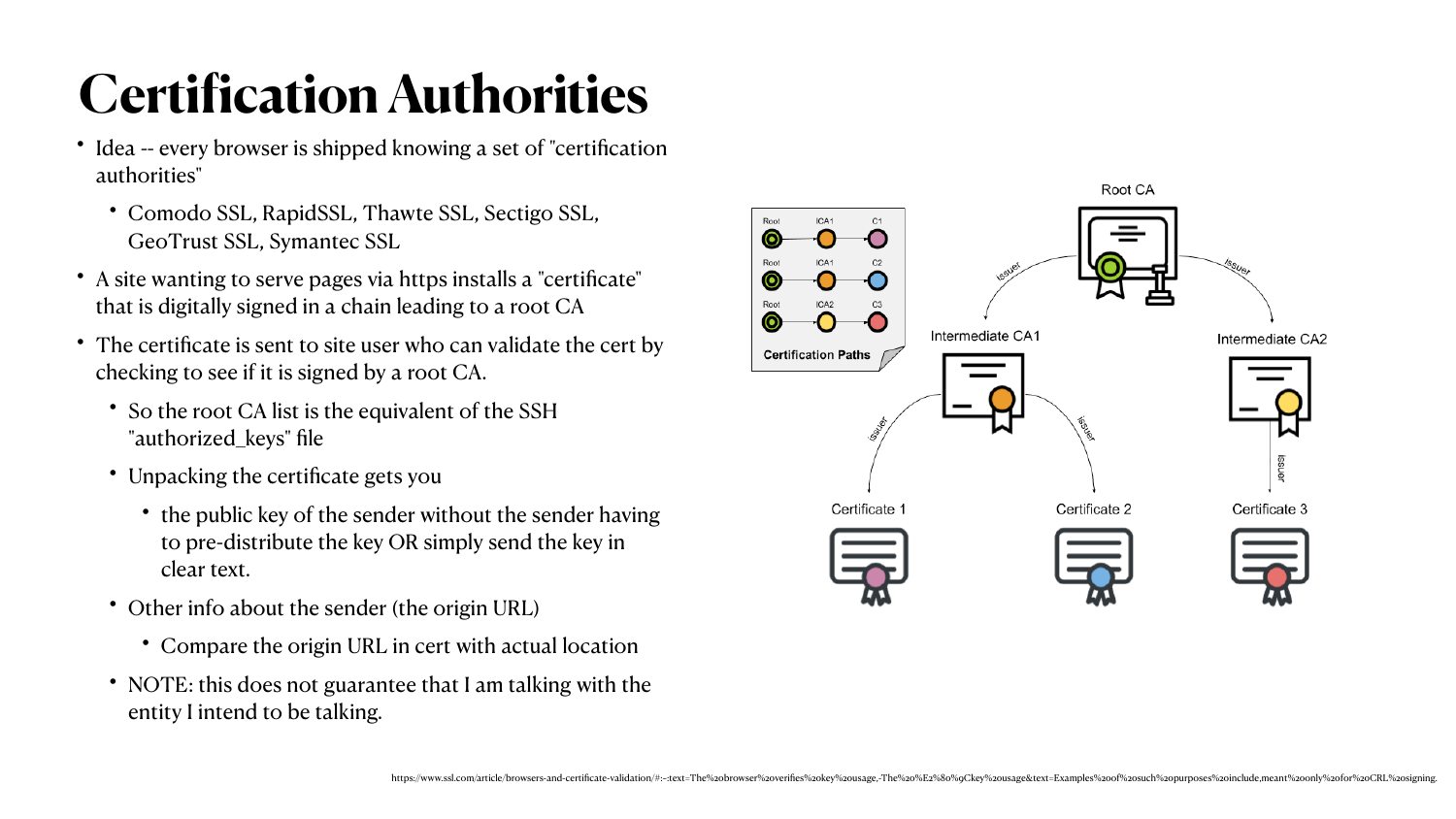# Certification Authorities

- Idea -- every browser is shipped knowing a set of "certification authorities"
  - Comodo SSL, RapidSSL, Thawte SSL, Sectigo SSL, GeoTrust SSL, Symantec SSL
- A site wanting to serve pages via https installs a "certificate" that is digitally signed in a chain leading to a root CA
- The certificate is sent to site user who can validate the cert by checking to see if it is signed by a root CA.
  - So the root CA list is the equivalent of the SSH "authorized_keys" file
  - Unpacking the certificate gets you
    - the public key of the sender without the sender having to pre-distribute the key OR simply send the key in clear text.
  - Other info about the sender (the origin URL)
    - Compare the origin URL in cert with actual location
  - NOTE: this does not guarantee that I am talking with the entity I intend to be talking.

https://www.ssl.com/article/browsers-and-certificate-validation/#:~:text=The%20browser%20verifies%20key%20usage,-The%20%E2%80%9Ckey%20usage&text=Examples%20of%20such%20purposes%20include,meant%20only%20for%20CRL%20signing.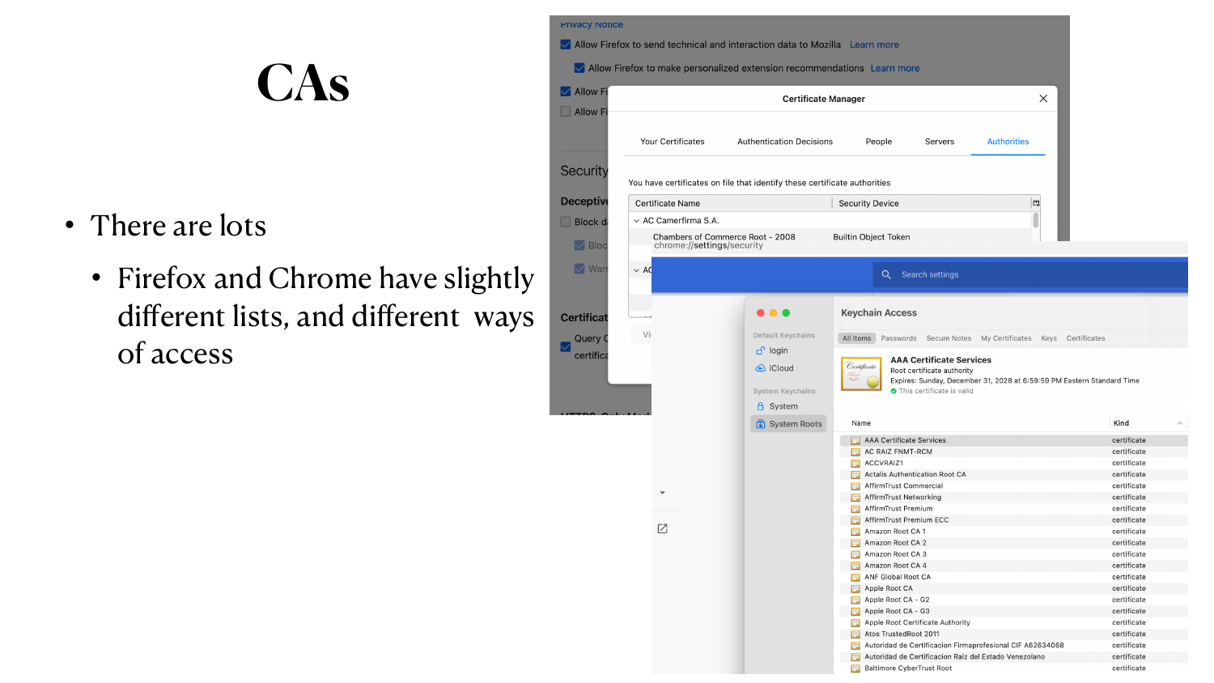# CAs

- There are lots
  - Firefox and Chrome have slightly different lists, and different ways of access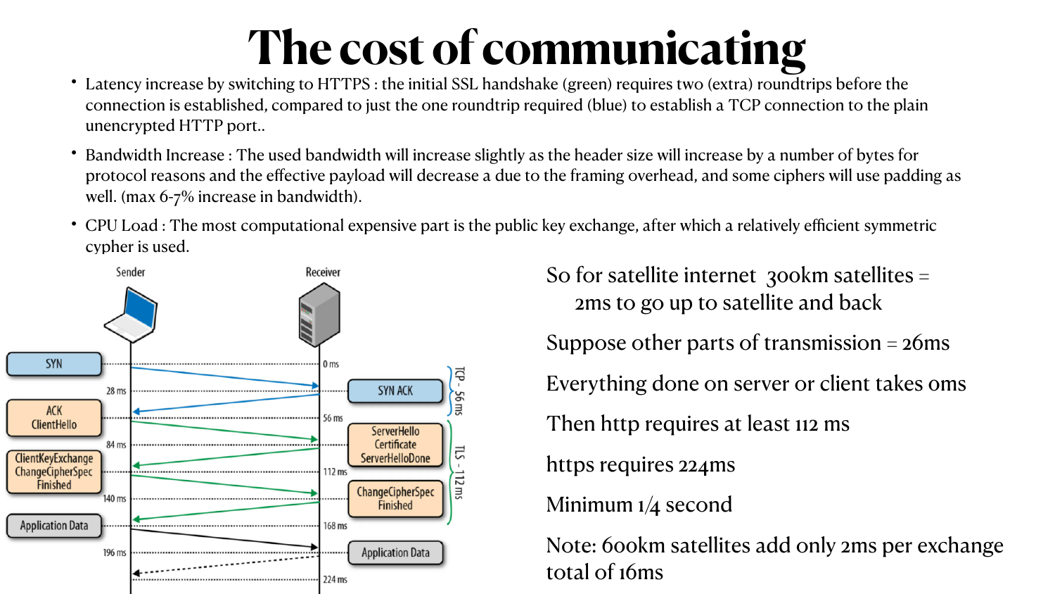# The cost of communicating

- Latency increase by switching to HTTPS : the initial SSL handshake (green) requires two (extra) roundtrips before the connection is established, compared to just the one roundtrip required (blue) to establish a TCP connection to the plain unencrypted HTTP port..
- Bandwidth Increase : The used bandwidth will increase slightly as the header size will increase by a number of bytes for protocol reasons and the effective payload will decrease a due to the framing overhead, and some ciphers will use padding as well. (max 6-7% increase in bandwidth).
- CPU Load : The most computational expensive part is the public key exchange, after which a relatively efficient symmetric cypher is used.

Sender | Receiver

| Sender time | Sender | Receiver | Receiver time |
|---|---|---|---|
| | SYN | | 0 ms |
| 28 ms | | SYN ACK | |
| | ACK ClientHello | | 56 ms |
| 84 ms | | ServerHello Certificate ServerHelloDone | |
| | ClientKeyExchange ChangeCipherSpec Finished | | 112 ms |
| 140 ms | | ChangeCipherSpec Finished | |
| | Application Data | | 168 ms |
| 196 ms | | Application Data | |
| | | | 224 ms |

TCP - 56 ms

TLS - 112 ms

So for satellite internet 300km satellites = 2ms to go up to satellite and back

Suppose other parts of transmission = 26ms

Everything done on server or client takes 0ms

Then http requires at least 112 ms

https requires 224ms

Minimum 1/4 second

Note: 600km satellites add only 2ms per exchange total of 16ms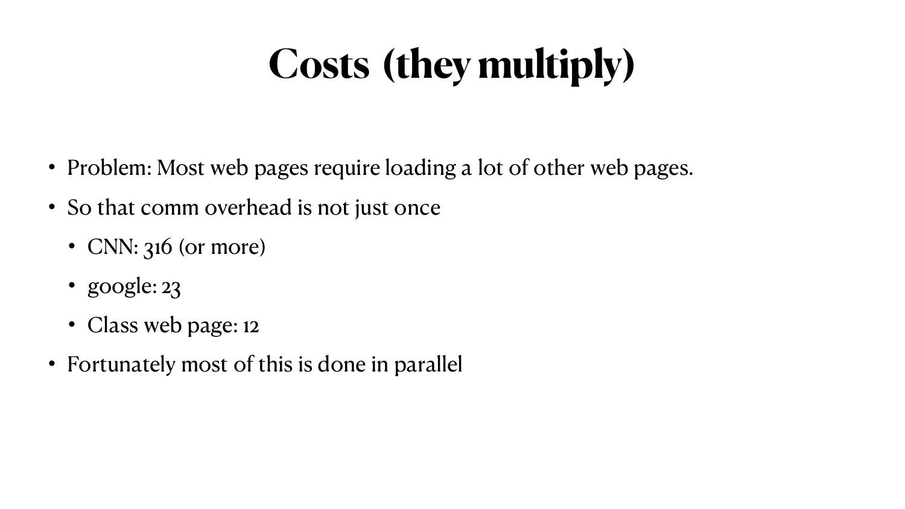# Costs (they multiply)

- Problem: Most web pages require loading a lot of other web pages.
- So that comm overhead is not just once
  - CNN: 316 (or more)
  - google: 23
  - Class web page: 12
- Fortunately most of this is done in parallel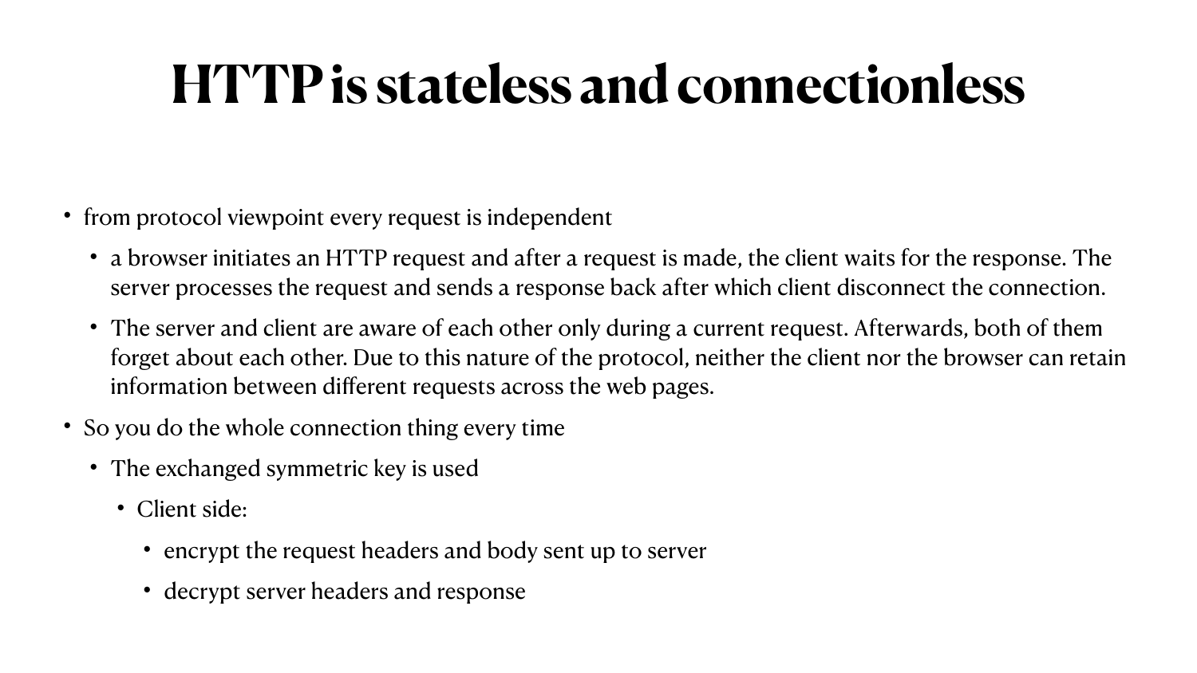# HTTP is stateless and connectionless

- from protocol viewpoint every request is independent
  - a browser initiates an HTTP request and after a request is made, the client waits for the response. The server processes the request and sends a response back after which client disconnect the connection.
  - The server and client are aware of each other only during a current request. Afterwards, both of them forget about each other. Due to this nature of the protocol, neither the client nor the browser can retain information between different requests across the web pages.
- So you do the whole connection thing every time
  - The exchanged symmetric key is used
    - Client side:
      - encrypt the request headers and body sent up to server
      - decrypt server headers and response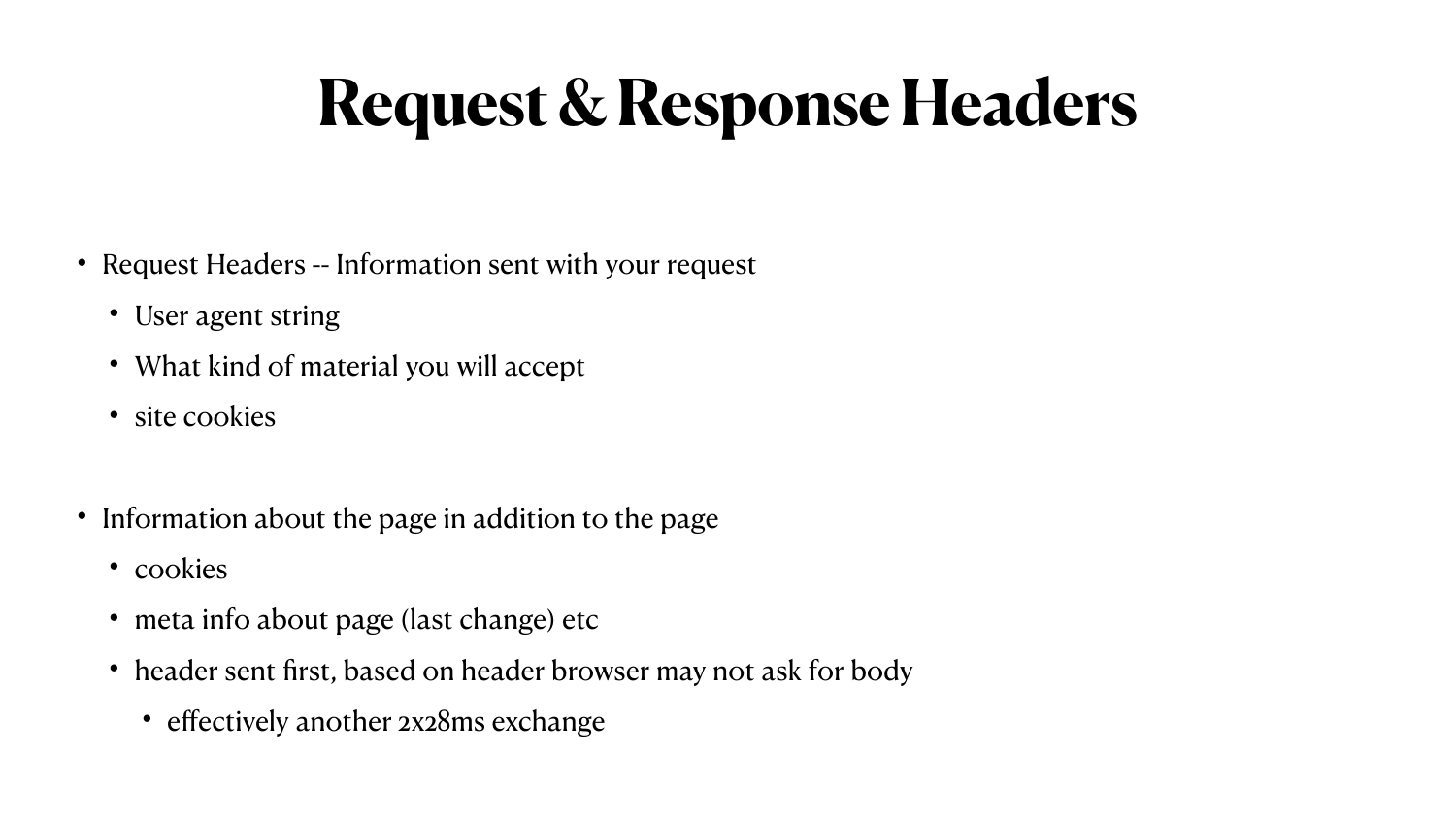# Request & Response Headers

- Request Headers -- Information sent with your request
  - User agent string
  - What kind of material you will accept
  - site cookies

- Information about the page in addition to the page
  - cookies
  - meta info about page (last change) etc
  - header sent first, based on header browser may not ask for body
    - effectively another 2x28ms exchange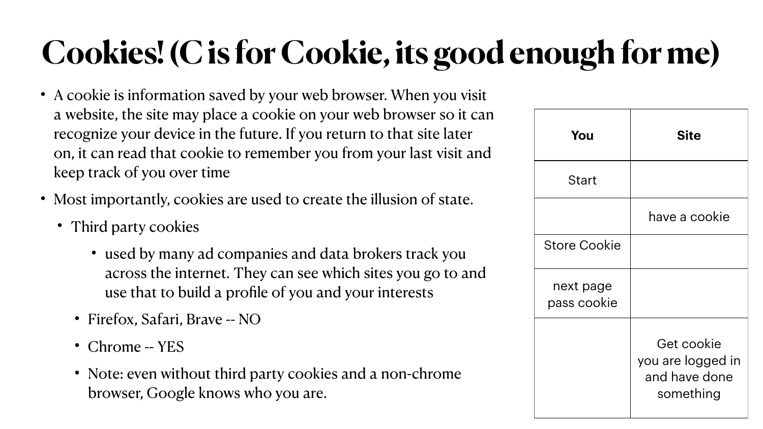# Cookies! (C is for Cookie, its good enough for me)

- A cookie is information saved by your web browser. When you visit a website, the site may place a cookie on your web browser so it can recognize your device in the future. If you return to that site later on, it can read that cookie to remember you from your last visit and keep track of you over time
- Most importantly, cookies are used to create the illusion of state.
  - Third party cookies
    - used by many ad companies and data brokers track you across the internet. They can see which sites you go to and use that to build a profile of you and your interests
  - Firefox, Safari, Brave -- NO
  - Chrome -- YES
  - Note: even without third party cookies and a non-chrome browser, Google knows who you are.

| You | Site |
|---|---|
| Start | |
| | have a cookie |
| Store Cookie | |
| next page pass cookie | |
| | Get cookie you are logged in and have done something |